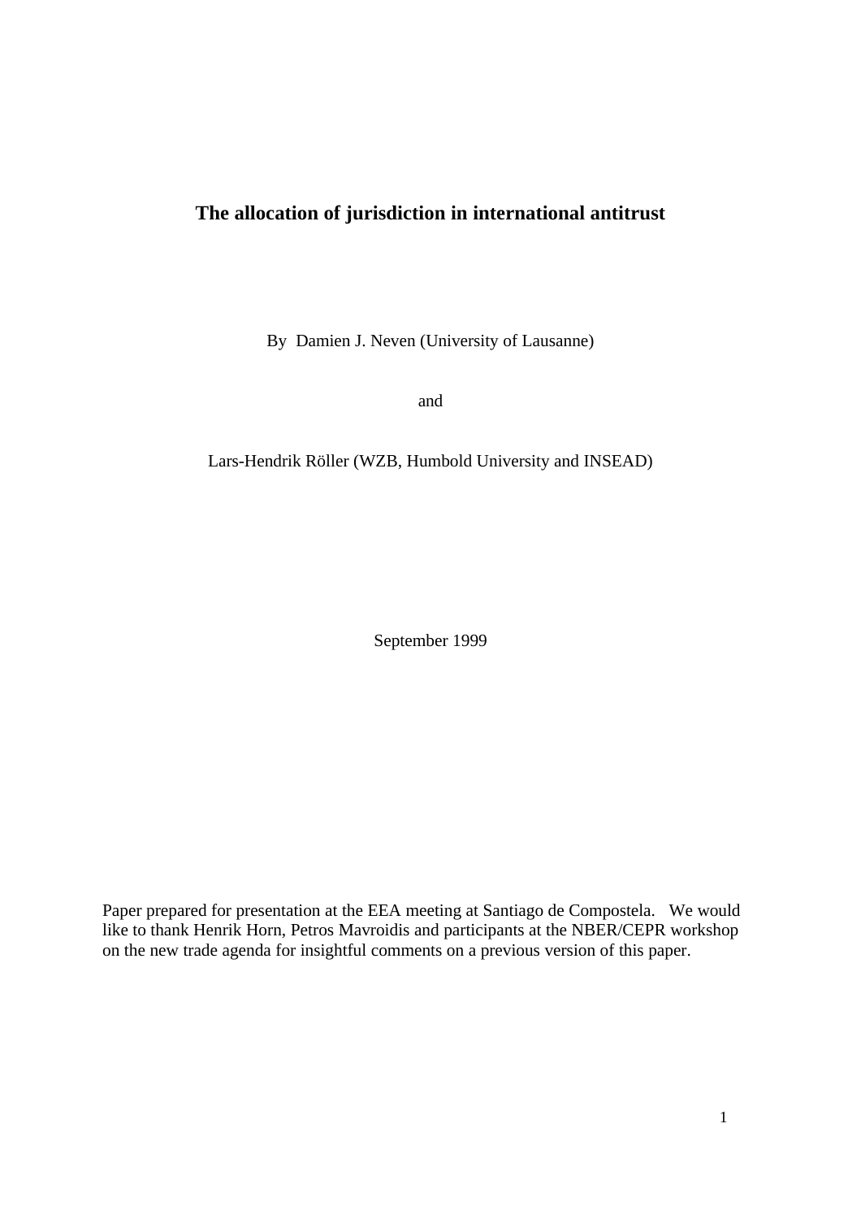# The allocation of jurisdiction in international antitrust

By Damien J. Neven (University of Lausanne)

and

Lars-Hendrik Röller (WZB, Humbold University and INSEAD)

September 1999

Paper prepared for presentation at the EEA meeting at Santiago de Compostela. We would like to thank Henrik Horn, Petros Mavroidis and participants at the NBER/CEPR workshop on the new trade agenda for insightful comments on a previous version of this paper.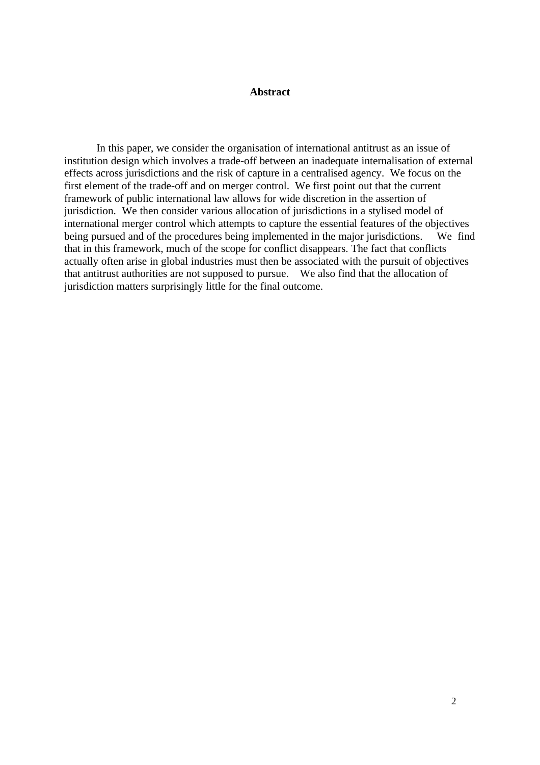## Abstract

In this paper, we consider the organisation of international antitrust as an issue of institution design which involves a trade-off between an inadequate internalisation of external effects across jurisdictions and the risk of capture in a centralised agency. We focus on the first element of the trade-off and on merger control. We first point out that the current framework of public international law allows for wide discretion in the assertion of jurisdiction. We then consider various allocation of jurisdictions in a stylised model of international merger control which attempts to capture the essential features of the objectives being pursued and of the procedures being implemented in the major jurisdictions. We find that in this framework, much of the scope for conflict disappears. The fact that conflicts actually often arise in global industries must then be associated with the pursuit of objectives that antitrust authorities are not supposed to pursue. We also find that the allocation of jurisdiction matters surprisingly little for the final outcome.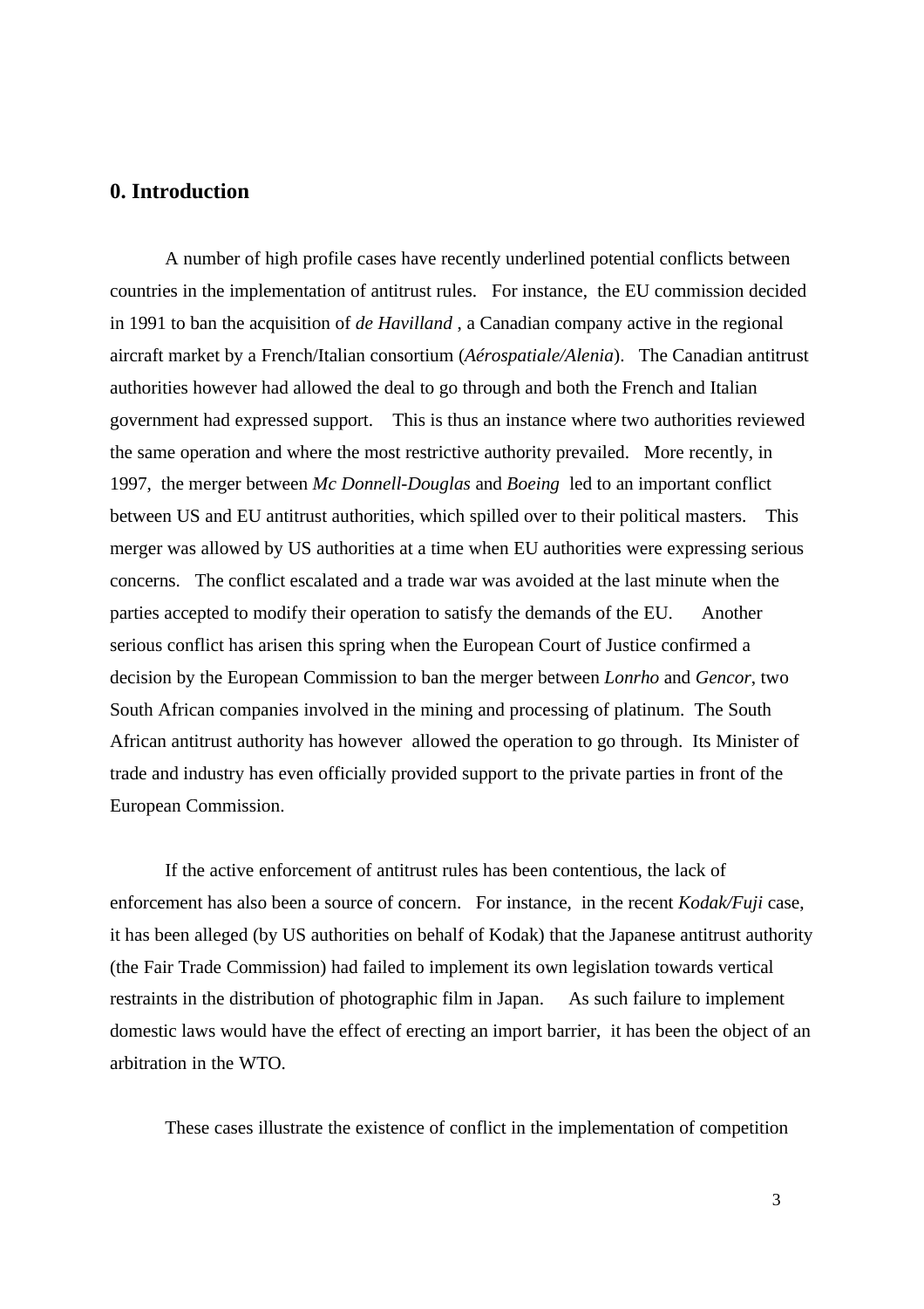## 0. Introduction

A number of high profile cases have recently underlined potential conflicts between countries in the implementation of antitrust rules. For instance, the EU commission decided in 1991 to ban the acquisition of *de Havilland* , a Canadian company active in the regional aircraft market by a French/Italian consortium (*Aérospatiale/Alenia*). The Canadian antitrust authorities however had allowed the deal to go through and both the French and Italian government had expressed support. This is thus an instance where two authorities reviewed the same operation and where the most restrictive authority prevailed. More recently, in 1997, the merger between *Mc Donnell-Douglas* and *Boeing* led to an important conflict between US and EU antitrust authorities, which spilled over to their political masters. This merger was allowed by US authorities at a time when EU authorities were expressing serious concerns. The conflict escalated and a trade war was avoided at the last minute when the parties accepted to modify their operation to satisfy the demands of the EU. Another serious conflict has arisen this spring when the European Court of Justice confirmed a decision by the European Commission to ban the merger between *Lonrho* and *Gencor*, two South African companies involved in the mining and processing of platinum. The South African antitrust authority has however allowed the operation to go through. Its Minister of trade and industry has even officially provided support to the private parties in front of the European Commission.

If the active enforcement of antitrust rules has been contentious, the lack of enforcement has also been a source of concern. For instance, in the recent *Kodak/Fuji* case, it has been alleged (by US authorities on behalf of Kodak) that the Japanese antitrust authority (the Fair Trade Commission) had failed to implement its own legislation towards vertical restraints in the distribution of photographic film in Japan. As such failure to implement domestic laws would have the effect of erecting an import barrier, it has been the object of an arbitration in the WTO.

These cases illustrate the existence of conflict in the implementation of competition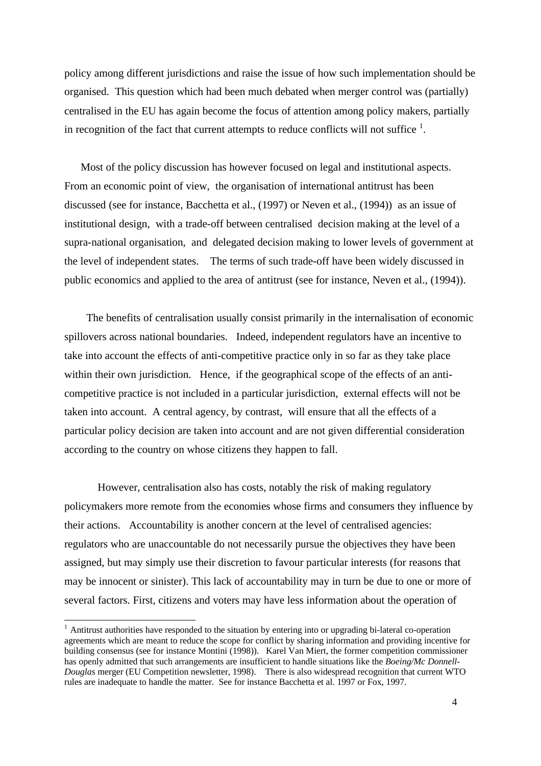policy among different jurisdictions and raise the issue of how such implementation should be organised. This question which had been much debated when merger control was (partially) centralised in the EU has again become the focus of attention among policy makers, partially in recognition of the fact that current attempts to reduce conflicts will not suffice [1].

Most of the policy discussion has however focused on legal and institutional aspects. From an economic point of view, the organisation of international antitrust has been discussed (see for instance, Bacchetta et al., (1997) or Neven et al., (1994)) as an issue of institutional design, with a trade-off between centralised decision making at the level of a supra-national organisation, and delegated decision making to lower levels of government at the level of independent states. The terms of such trade-off have been widely discussed in public economics and applied to the area of antitrust (see for instance, Neven et al., (1994)).

The benefits of centralisation usually consist primarily in the internalisation of economic spillovers across national boundaries. Indeed, independent regulators have an incentive to take into account the effects of anti-competitive practice only in so far as they take place within their own jurisdiction. Hence, if the geographical scope of the effects of an anti-competitive practice is not included in a particular jurisdiction, external effects will not be taken into account. A central agency, by contrast, will ensure that all the effects of a particular policy decision are taken into account and are not given differential consideration according to the country on whose citizens they happen to fall.

However, centralisation also has costs, notably the risk of making regulatory policymakers more remote from the economies whose firms and consumers they influence by their actions. Accountability is another concern at the level of centralised agencies: regulators who are unaccountable do not necessarily pursue the objectives they have been assigned, but may simply use their discretion to favour particular interests (for reasons that may be innocent or sinister). This lack of accountability may in turn be due to one or more of several factors. First, citizens and voters may have less information about the operation of

[1] Antitrust authorities have responded to the situation by entering into or upgrading bi-lateral co-operation agreements which are meant to reduce the scope for conflict by sharing information and providing incentive for building consensus (see for instance Montini (1998)). Karel Van Miert, the former competition commissioner has openly admitted that such arrangements are insufficient to handle situations like the *Boeing/Mc Donnell-Douglas* merger (EU Competition newsletter, 1998). There is also widespread recognition that current WTO rules are inadequate to handle the matter. See for instance Bacchetta et al. 1997 or Fox, 1997.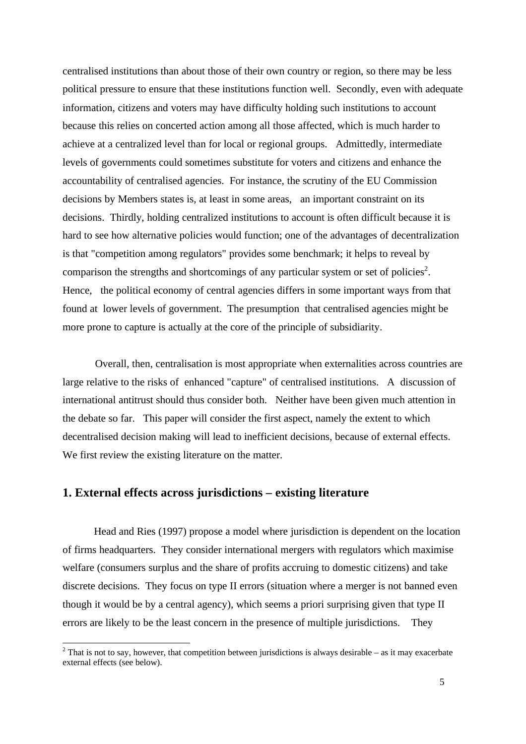centralised institutions than about those of their own country or region, so there may be less political pressure to ensure that these institutions function well. Secondly, even with adequate information, citizens and voters may have difficulty holding such institutions to account because this relies on concerted action among all those affected, which is much harder to achieve at a centralized level than for local or regional groups. Admittedly, intermediate levels of governments could sometimes substitute for voters and citizens and enhance the accountability of centralised agencies. For instance, the scrutiny of the EU Commission decisions by Members states is, at least in some areas, an important constraint on its decisions. Thirdly, holding centralized institutions to account is often difficult because it is hard to see how alternative policies would function; one of the advantages of decentralization is that "competition among regulators" provides some benchmark; it helps to reveal by comparison the strengths and shortcomings of any particular system or set of policies[2]. Hence, the political economy of central agencies differs in some important ways from that found at lower levels of government. The presumption that centralised agencies might be more prone to capture is actually at the core of the principle of subsidiarity.

Overall, then, centralisation is most appropriate when externalities across countries are large relative to the risks of enhanced "capture" of centralised institutions. A discussion of international antitrust should thus consider both. Neither have been given much attention in the debate so far. This paper will consider the first aspect, namely the extent to which decentralised decision making will lead to inefficient decisions, because of external effects. We first review the existing literature on the matter.

## 1. External effects across jurisdictions – existing literature

Head and Ries (1997) propose a model where jurisdiction is dependent on the location of firms headquarters. They consider international mergers with regulators which maximise welfare (consumers surplus and the share of profits accruing to domestic citizens) and take discrete decisions. They focus on type II errors (situation where a merger is not banned even though it would be by a central agency), which seems a priori surprising given that type II errors are likely to be the least concern in the presence of multiple jurisdictions. They

[2] That is not to say, however, that competition between jurisdictions is always desirable – as it may exacerbate external effects (see below).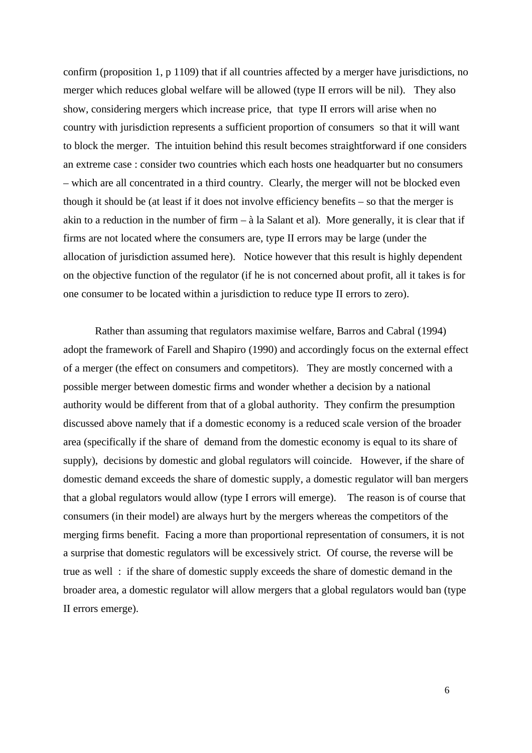confirm (proposition 1, p 1109) that if all countries affected by a merger have jurisdictions, no merger which reduces global welfare will be allowed (type II errors will be nil). They also show, considering mergers which increase price, that type II errors will arise when no country with jurisdiction represents a sufficient proportion of consumers so that it will want to block the merger. The intuition behind this result becomes straightforward if one considers an extreme case : consider two countries which each hosts one headquarter but no consumers – which are all concentrated in a third country. Clearly, the merger will not be blocked even though it should be (at least if it does not involve efficiency benefits – so that the merger is akin to a reduction in the number of firm – à la Salant et al). More generally, it is clear that if firms are not located where the consumers are, type II errors may be large (under the allocation of jurisdiction assumed here). Notice however that this result is highly dependent on the objective function of the regulator (if he is not concerned about profit, all it takes is for one consumer to be located within a jurisdiction to reduce type II errors to zero).

Rather than assuming that regulators maximise welfare, Barros and Cabral (1994) adopt the framework of Farell and Shapiro (1990) and accordingly focus on the external effect of a merger (the effect on consumers and competitors). They are mostly concerned with a possible merger between domestic firms and wonder whether a decision by a national authority would be different from that of a global authority. They confirm the presumption discussed above namely that if a domestic economy is a reduced scale version of the broader area (specifically if the share of demand from the domestic economy is equal to its share of supply), decisions by domestic and global regulators will coincide. However, if the share of domestic demand exceeds the share of domestic supply, a domestic regulator will ban mergers that a global regulators would allow (type I errors will emerge). The reason is of course that consumers (in their model) are always hurt by the mergers whereas the competitors of the merging firms benefit. Facing a more than proportional representation of consumers, it is not a surprise that domestic regulators will be excessively strict. Of course, the reverse will be true as well : if the share of domestic supply exceeds the share of domestic demand in the broader area, a domestic regulator will allow mergers that a global regulators would ban (type II errors emerge).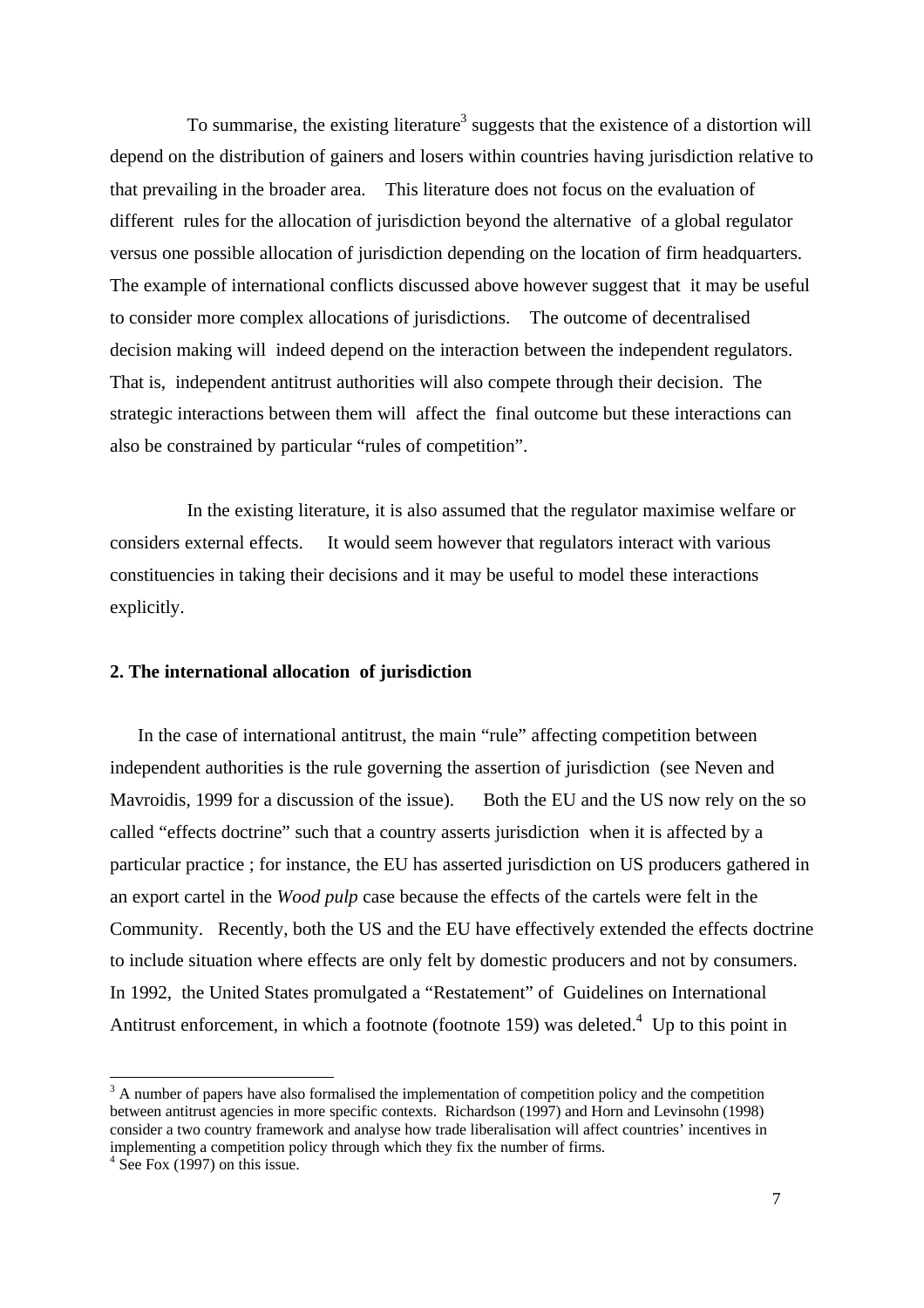To summarise, the existing literature[3] suggests that the existence of a distortion will depend on the distribution of gainers and losers within countries having jurisdiction relative to that prevailing in the broader area. This literature does not focus on the evaluation of different rules for the allocation of jurisdiction beyond the alternative of a global regulator versus one possible allocation of jurisdiction depending on the location of firm headquarters. The example of international conflicts discussed above however suggest that it may be useful to consider more complex allocations of jurisdictions. The outcome of decentralised decision making will indeed depend on the interaction between the independent regulators. That is, independent antitrust authorities will also compete through their decision. The strategic interactions between them will affect the final outcome but these interactions can also be constrained by particular "rules of competition".

In the existing literature, it is also assumed that the regulator maximise welfare or considers external effects. It would seem however that regulators interact with various constituencies in taking their decisions and it may be useful to model these interactions explicitly.

## 2. The international allocation of jurisdiction

In the case of international antitrust, the main "rule" affecting competition between independent authorities is the rule governing the assertion of jurisdiction (see Neven and Mavroidis, 1999 for a discussion of the issue). Both the EU and the US now rely on the so called "effects doctrine" such that a country asserts jurisdiction when it is affected by a particular practice ; for instance, the EU has asserted jurisdiction on US producers gathered in an export cartel in the *Wood pulp* case because the effects of the cartels were felt in the Community. Recently, both the US and the EU have effectively extended the effects doctrine to include situation where effects are only felt by domestic producers and not by consumers. In 1992, the United States promulgated a "Restatement" of Guidelines on International Antitrust enforcement, in which a footnote (footnote 159) was deleted.[4] Up to this point in

---

[3] A number of papers have also formalised the implementation of competition policy and the competition between antitrust agencies in more specific contexts. Richardson (1997) and Horn and Levinsohn (1998) consider a two country framework and analyse how trade liberalisation will affect countries' incentives in implementing a competition policy through which they fix the number of firms.

[4] See Fox (1997) on this issue.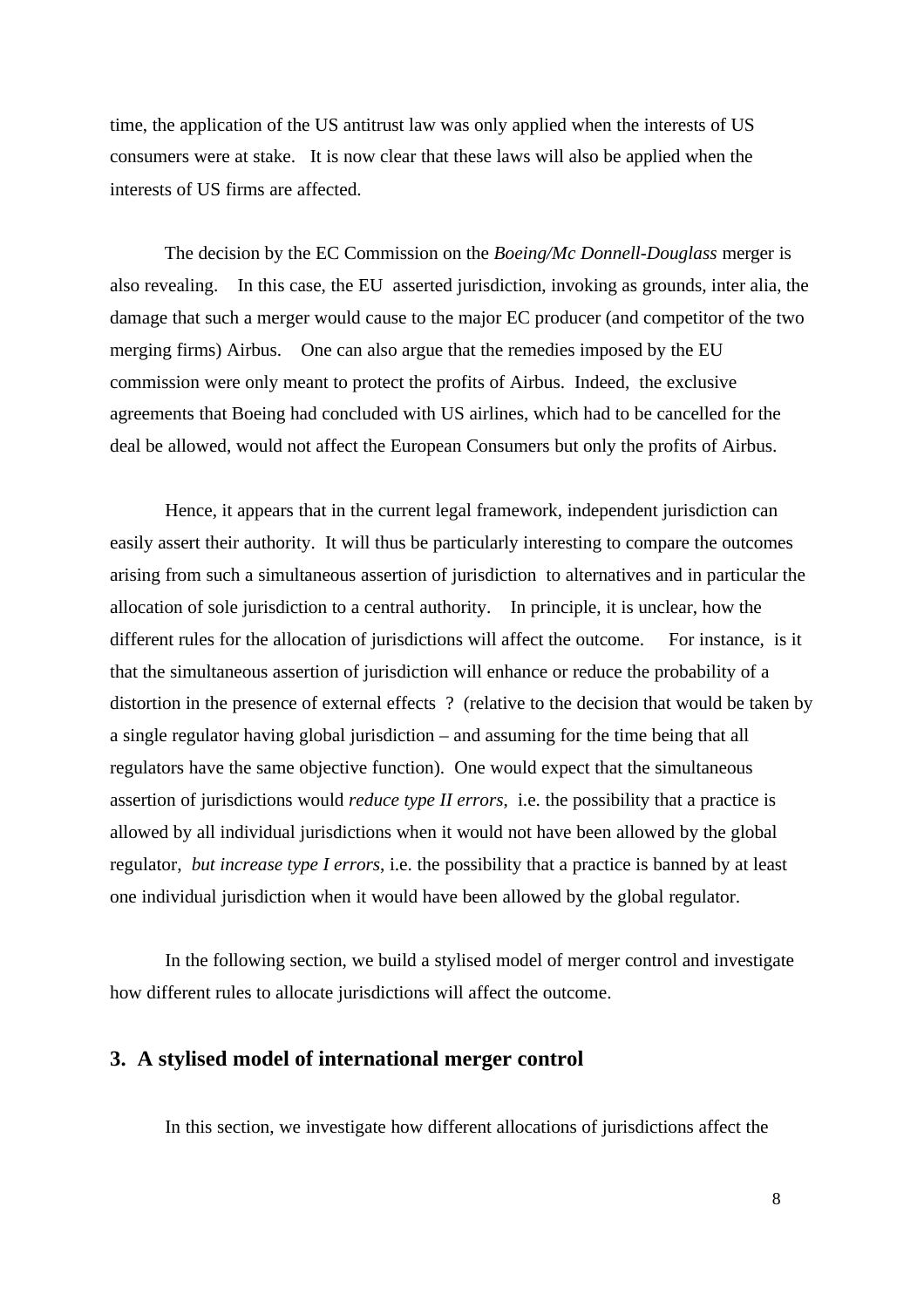time, the application of the US antitrust law was only applied when the interests of US consumers were at stake. It is now clear that these laws will also be applied when the interests of US firms are affected.

The decision by the EC Commission on the *Boeing/Mc Donnell-Douglass* merger is also revealing. In this case, the EU asserted jurisdiction, invoking as grounds, inter alia, the damage that such a merger would cause to the major EC producer (and competitor of the two merging firms) Airbus. One can also argue that the remedies imposed by the EU commission were only meant to protect the profits of Airbus. Indeed, the exclusive agreements that Boeing had concluded with US airlines, which had to be cancelled for the deal be allowed, would not affect the European Consumers but only the profits of Airbus.

Hence, it appears that in the current legal framework, independent jurisdiction can easily assert their authority. It will thus be particularly interesting to compare the outcomes arising from such a simultaneous assertion of jurisdiction to alternatives and in particular the allocation of sole jurisdiction to a central authority. In principle, it is unclear, how the different rules for the allocation of jurisdictions will affect the outcome. For instance, is it that the simultaneous assertion of jurisdiction will enhance or reduce the probability of a distortion in the presence of external effects ? (relative to the decision that would be taken by a single regulator having global jurisdiction – and assuming for the time being that all regulators have the same objective function). One would expect that the simultaneous assertion of jurisdictions would *reduce type II errors*, i.e. the possibility that a practice is allowed by all individual jurisdictions when it would not have been allowed by the global regulator, *but increase type I errors*, i.e. the possibility that a practice is banned by at least one individual jurisdiction when it would have been allowed by the global regulator.

In the following section, we build a stylised model of merger control and investigate how different rules to allocate jurisdictions will affect the outcome.

## 3. A stylised model of international merger control

In this section, we investigate how different allocations of jurisdictions affect the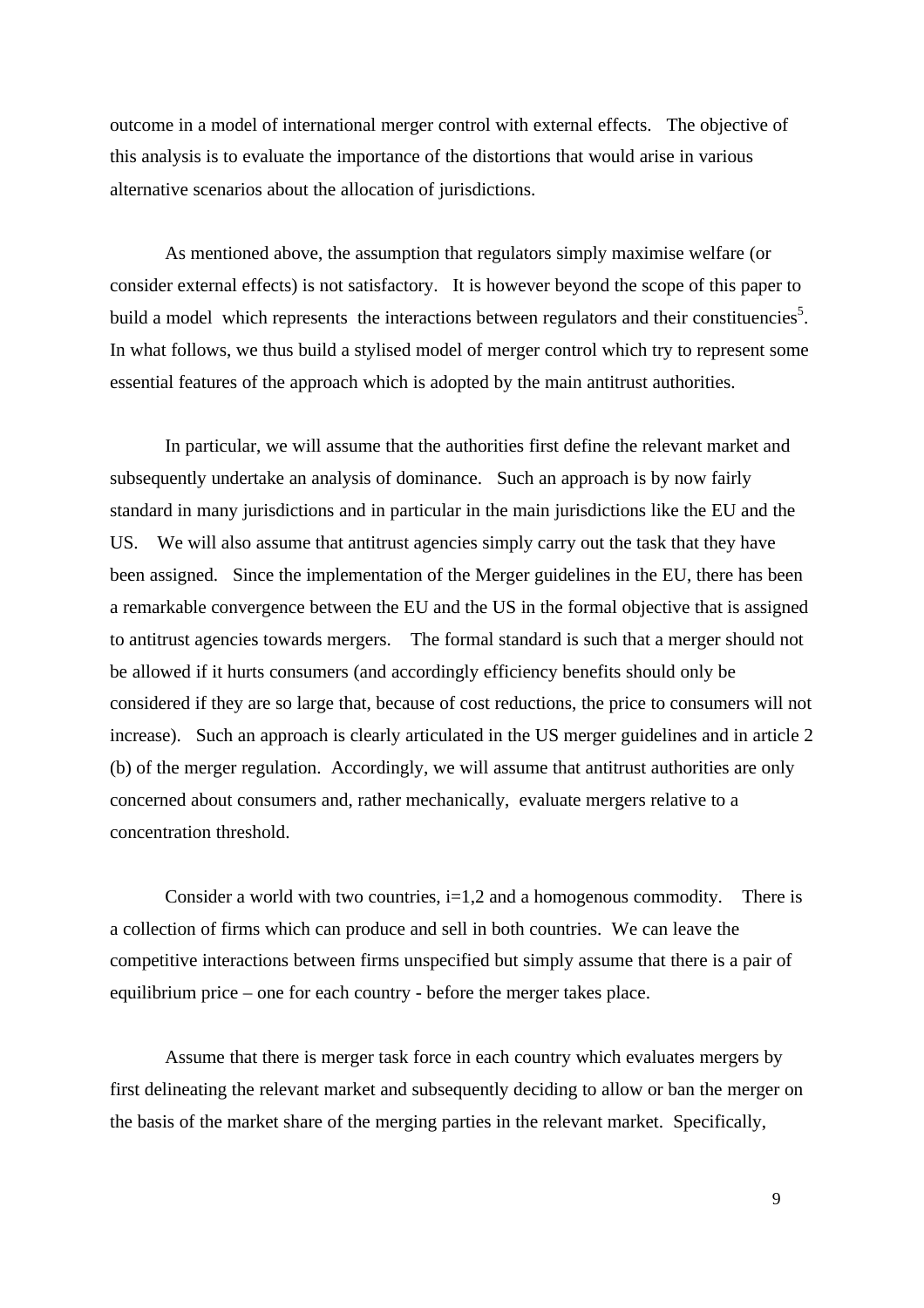outcome in a model of international merger control with external effects. The objective of this analysis is to evaluate the importance of the distortions that would arise in various alternative scenarios about the allocation of jurisdictions.

As mentioned above, the assumption that regulators simply maximise welfare (or consider external effects) is not satisfactory. It is however beyond the scope of this paper to build a model which represents the interactions between regulators and their constituencies[5]. In what follows, we thus build a stylised model of merger control which try to represent some essential features of the approach which is adopted by the main antitrust authorities.

In particular, we will assume that the authorities first define the relevant market and subsequently undertake an analysis of dominance. Such an approach is by now fairly standard in many jurisdictions and in particular in the main jurisdictions like the EU and the US. We will also assume that antitrust agencies simply carry out the task that they have been assigned. Since the implementation of the Merger guidelines in the EU, there has been a remarkable convergence between the EU and the US in the formal objective that is assigned to antitrust agencies towards mergers. The formal standard is such that a merger should not be allowed if it hurts consumers (and accordingly efficiency benefits should only be considered if they are so large that, because of cost reductions, the price to consumers will not increase). Such an approach is clearly articulated in the US merger guidelines and in article 2 (b) of the merger regulation. Accordingly, we will assume that antitrust authorities are only concerned about consumers and, rather mechanically, evaluate mergers relative to a concentration threshold.

Consider a world with two countries, $i=1,2$ and a homogenous commodity. There is a collection of firms which can produce and sell in both countries. We can leave the competitive interactions between firms unspecified but simply assume that there is a pair of equilibrium price – one for each country - before the merger takes place.

Assume that there is merger task force in each country which evaluates mergers by first delineating the relevant market and subsequently deciding to allow or ban the merger on the basis of the market share of the merging parties in the relevant market. Specifically,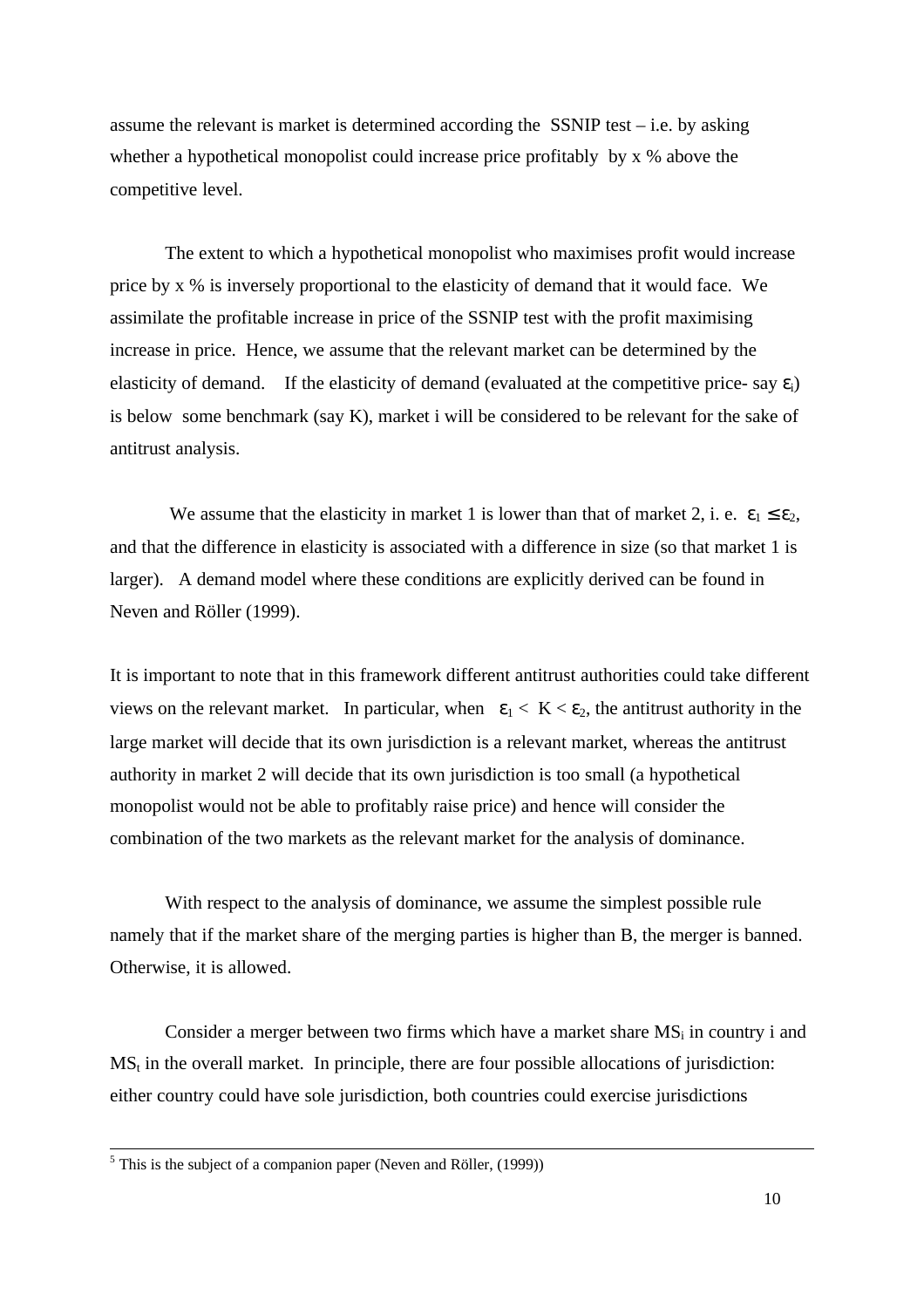assume the relevant is market is determined according the SSNIP test – i.e. by asking whether a hypothetical monopolist could increase price profitably by x % above the competitive level.

The extent to which a hypothetical monopolist who maximises profit would increase price by x % is inversely proportional to the elasticity of demand that it would face. We assimilate the profitable increase in price of the SSNIP test with the profit maximising increase in price. Hence, we assume that the relevant market can be determined by the elasticity of demand. If the elasticity of demand (evaluated at the competitive price- say $\varepsilon_i$) is below some benchmark (say K), market i will be considered to be relevant for the sake of antitrust analysis.

We assume that the elasticity in market 1 is lower than that of market 2, i. e. $\varepsilon_1 \leq \varepsilon_2$, and that the difference in elasticity is associated with a difference in size (so that market 1 is larger). A demand model where these conditions are explicitly derived can be found in Neven and Röller (1999).

It is important to note that in this framework different antitrust authorities could take different views on the relevant market. In particular, when $\varepsilon_1 < K < \varepsilon_2$, the antitrust authority in the large market will decide that its own jurisdiction is a relevant market, whereas the antitrust authority in market 2 will decide that its own jurisdiction is too small (a hypothetical monopolist would not be able to profitably raise price) and hence will consider the combination of the two markets as the relevant market for the analysis of dominance.

With respect to the analysis of dominance, we assume the simplest possible rule namely that if the market share of the merging parties is higher than B, the merger is banned. Otherwise, it is allowed.

Consider a merger between two firms which have a market share $MS_i$ in country i and $MS_t$ in the overall market. In principle, there are four possible allocations of jurisdiction: either country could have sole jurisdiction, both countries could exercise jurisdictions

---

[5] This is the subject of a companion paper (Neven and Röller, (1999))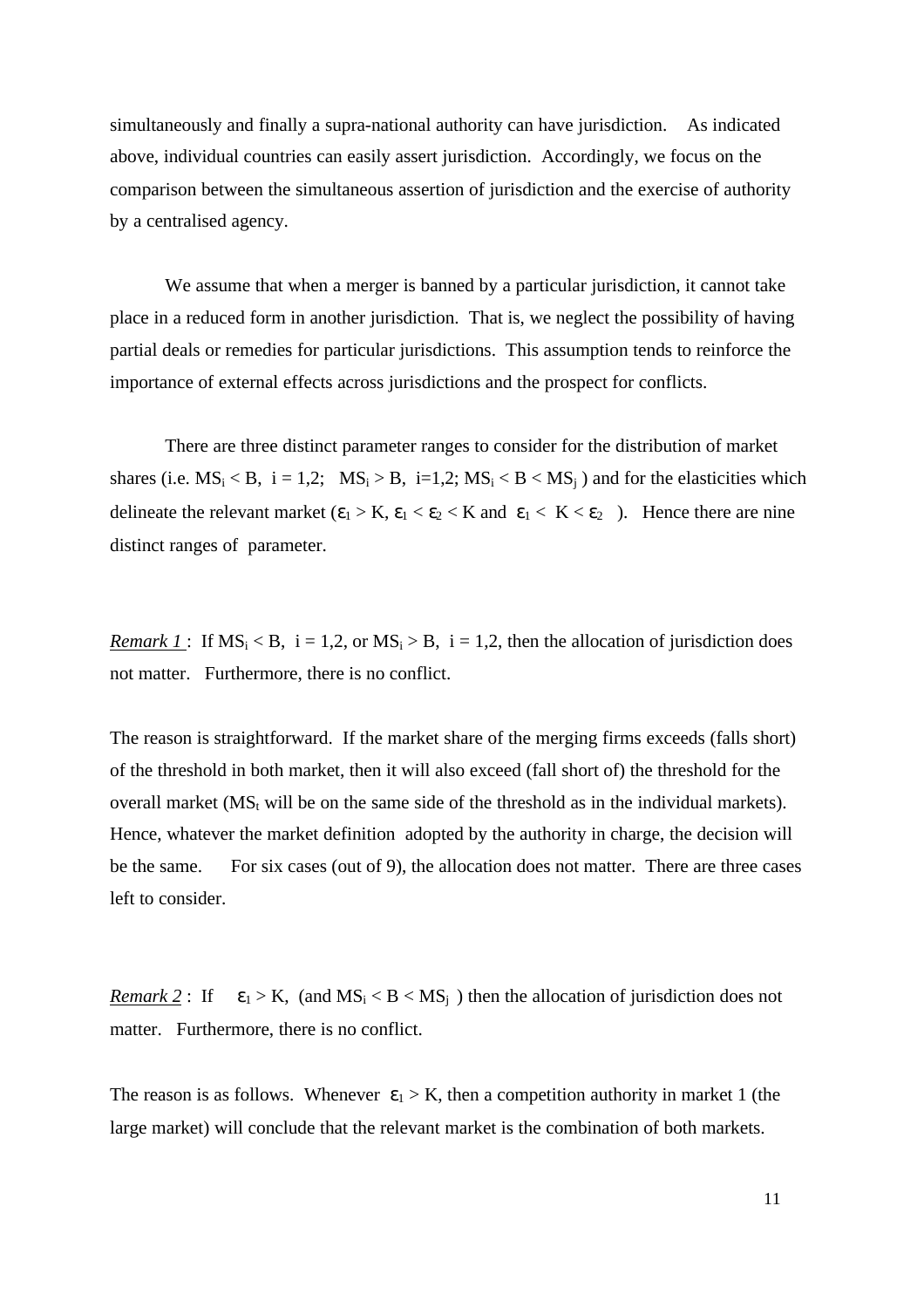simultaneously and finally a supra-national authority can have jurisdiction. As indicated above, individual countries can easily assert jurisdiction. Accordingly, we focus on the comparison between the simultaneous assertion of jurisdiction and the exercise of authority by a centralised agency.

We assume that when a merger is banned by a particular jurisdiction, it cannot take place in a reduced form in another jurisdiction. That is, we neglect the possibility of having partial deals or remedies for particular jurisdictions. This assumption tends to reinforce the importance of external effects across jurisdictions and the prospect for conflicts.

There are three distinct parameter ranges to consider for the distribution of market shares (i.e. $MS_i < B$, $i = 1,2$; $MS_i > B$, $i=1,2$; $MS_i < B < MS_j$ ) and for the elasticities which delineate the relevant market ($\varepsilon_1 > K$, $\varepsilon_1 < \varepsilon_2 < K$ and $\varepsilon_1 < K < \varepsilon_2$ ). Hence there are nine distinct ranges of parameter.

<u>*Remark 1*</u> : If $MS_i < B$, $i = 1,2$, or $MS_i > B$, $i = 1,2$, then the allocation of jurisdiction does not matter. Furthermore, there is no conflict.

The reason is straightforward. If the market share of the merging firms exceeds (falls short) of the threshold in both market, then it will also exceed (fall short of) the threshold for the overall market ($MS_t$ will be on the same side of the threshold as in the individual markets). Hence, whatever the market definition adopted by the authority in charge, the decision will be the same. For six cases (out of 9), the allocation does not matter. There are three cases left to consider.

<u>*Remark 2*</u> : If $\varepsilon_1 > K$, (and $MS_i < B < MS_j$ ) then the allocation of jurisdiction does not matter. Furthermore, there is no conflict.

The reason is as follows. Whenever $\varepsilon_1 > K$, then a competition authority in market 1 (the large market) will conclude that the relevant market is the combination of both markets.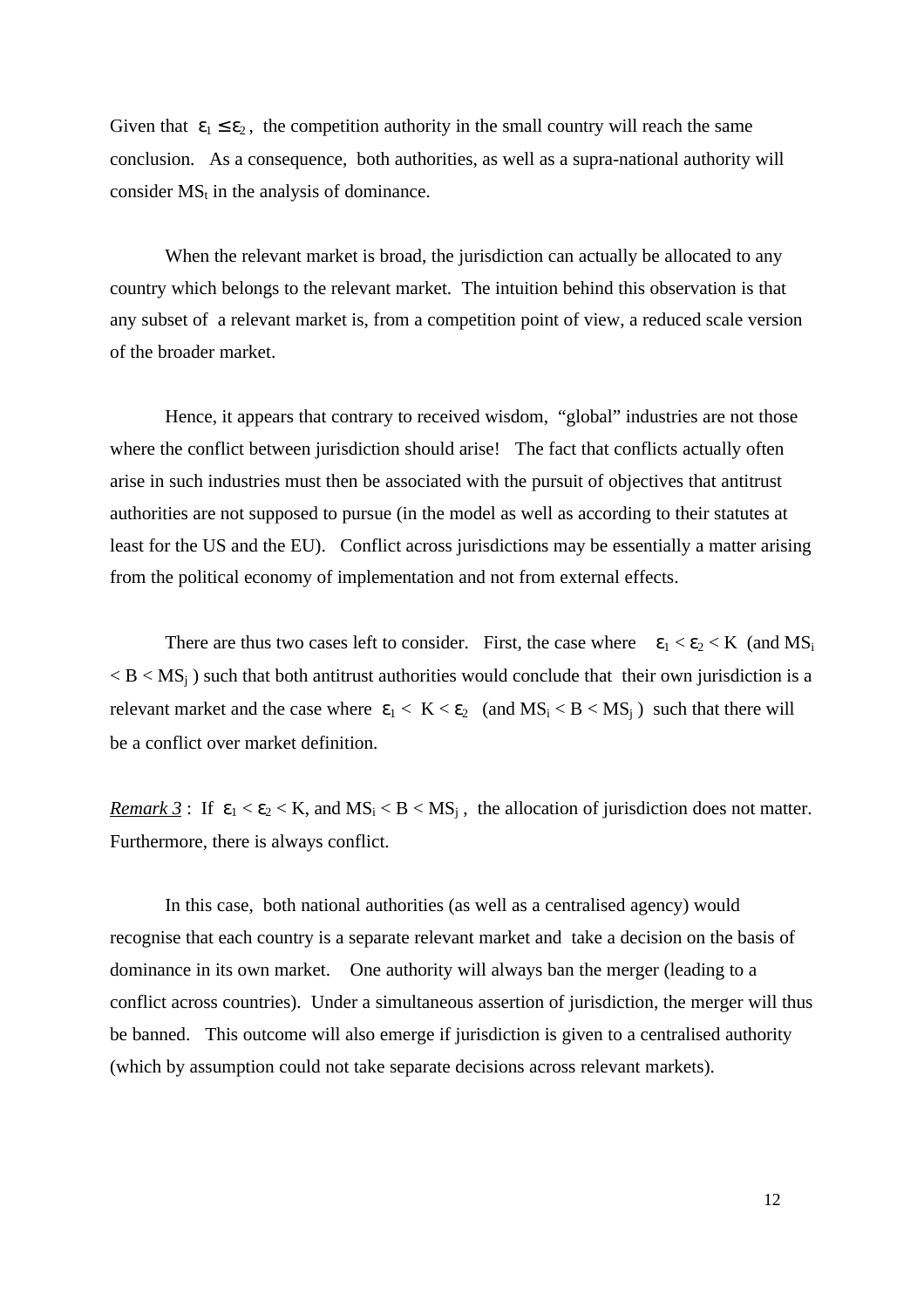Given that $\varepsilon_1 \leq \varepsilon_2$, the competition authority in the small country will reach the same conclusion. As a consequence, both authorities, as well as a supra-national authority will consider $MS_t$ in the analysis of dominance.

When the relevant market is broad, the jurisdiction can actually be allocated to any country which belongs to the relevant market. The intuition behind this observation is that any subset of a relevant market is, from a competition point of view, a reduced scale version of the broader market.

Hence, it appears that contrary to received wisdom, "global" industries are not those where the conflict between jurisdiction should arise! The fact that conflicts actually often arise in such industries must then be associated with the pursuit of objectives that antitrust authorities are not supposed to pursue (in the model as well as according to their statutes at least for the US and the EU). Conflict across jurisdictions may be essentially a matter arising from the political economy of implementation and not from external effects.

There are thus two cases left to consider. First, the case where $\varepsilon_1 < \varepsilon_2 < K$ (and $MS_i < B < MS_j$) such that both antitrust authorities would conclude that their own jurisdiction is a relevant market and the case where $\varepsilon_1 < K < \varepsilon_2$ (and $MS_i < B < MS_j$) such that there will be a conflict over market definition.

*Remark 3* : If $\varepsilon_1 < \varepsilon_2 < K$, and $MS_i < B < MS_j$, the allocation of jurisdiction does not matter. Furthermore, there is always conflict.

In this case, both national authorities (as well as a centralised agency) would recognise that each country is a separate relevant market and take a decision on the basis of dominance in its own market. One authority will always ban the merger (leading to a conflict across countries). Under a simultaneous assertion of jurisdiction, the merger will thus be banned. This outcome will also emerge if jurisdiction is given to a centralised authority (which by assumption could not take separate decisions across relevant markets).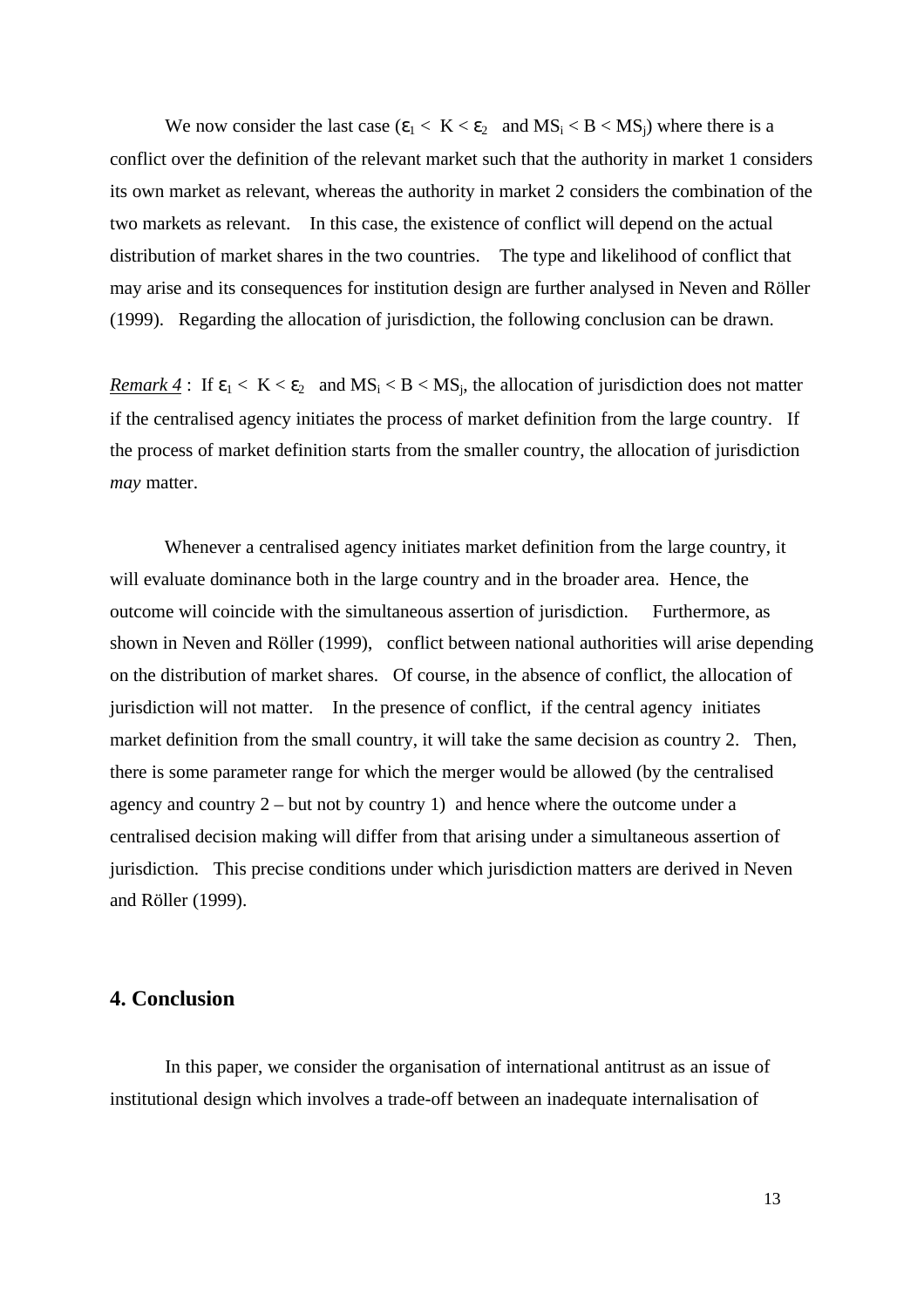We now consider the last case ($\varepsilon_1 < K < \varepsilon_2$ and $MS_i < B < MS_j$) where there is a conflict over the definition of the relevant market such that the authority in market 1 considers its own market as relevant, whereas the authority in market 2 considers the combination of the two markets as relevant. In this case, the existence of conflict will depend on the actual distribution of market shares in the two countries. The type and likelihood of conflict that may arise and its consequences for institution design are further analysed in Neven and Röller (1999). Regarding the allocation of jurisdiction, the following conclusion can be drawn.

Remark 4 : If $\varepsilon_1 < K < \varepsilon_2$ and $MS_i < B < MS_j$, the allocation of jurisdiction does not matter if the centralised agency initiates the process of market definition from the large country. If the process of market definition starts from the smaller country, the allocation of jurisdiction *may* matter.

Whenever a centralised agency initiates market definition from the large country, it will evaluate dominance both in the large country and in the broader area. Hence, the outcome will coincide with the simultaneous assertion of jurisdiction. Furthermore, as shown in Neven and Röller (1999), conflict between national authorities will arise depending on the distribution of market shares. Of course, in the absence of conflict, the allocation of jurisdiction will not matter. In the presence of conflict, if the central agency initiates market definition from the small country, it will take the same decision as country 2. Then, there is some parameter range for which the merger would be allowed (by the centralised agency and country 2 – but not by country 1) and hence where the outcome under a centralised decision making will differ from that arising under a simultaneous assertion of jurisdiction. This precise conditions under which jurisdiction matters are derived in Neven and Röller (1999).

## 4. Conclusion

In this paper, we consider the organisation of international antitrust as an issue of institutional design which involves a trade-off between an inadequate internalisation of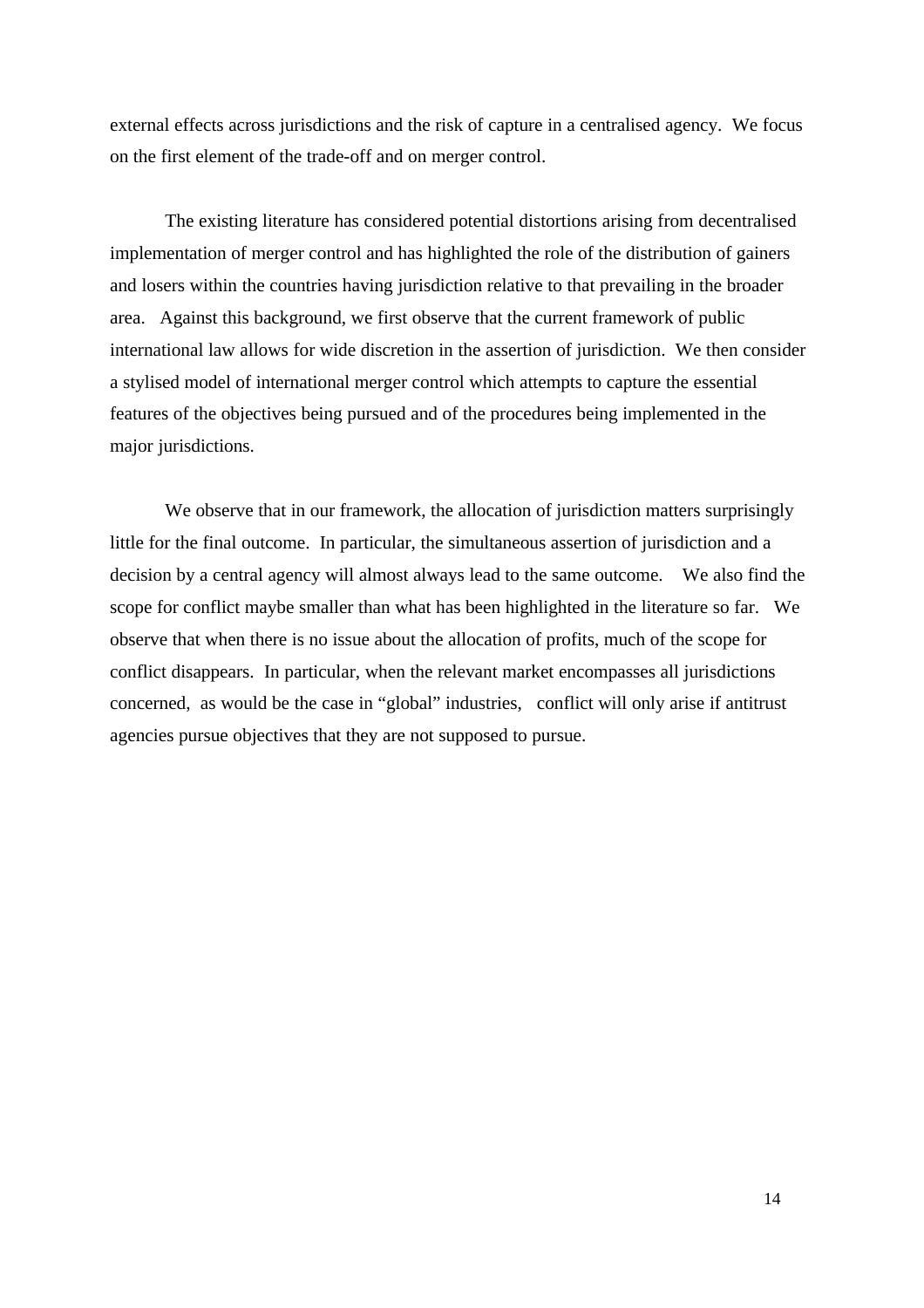external effects across jurisdictions and the risk of capture in a centralised agency. We focus on the first element of the trade-off and on merger control.

The existing literature has considered potential distortions arising from decentralised implementation of merger control and has highlighted the role of the distribution of gainers and losers within the countries having jurisdiction relative to that prevailing in the broader area. Against this background, we first observe that the current framework of public international law allows for wide discretion in the assertion of jurisdiction. We then consider a stylised model of international merger control which attempts to capture the essential features of the objectives being pursued and of the procedures being implemented in the major jurisdictions.

We observe that in our framework, the allocation of jurisdiction matters surprisingly little for the final outcome. In particular, the simultaneous assertion of jurisdiction and a decision by a central agency will almost always lead to the same outcome. We also find the scope for conflict maybe smaller than what has been highlighted in the literature so far. We observe that when there is no issue about the allocation of profits, much of the scope for conflict disappears. In particular, when the relevant market encompasses all jurisdictions concerned, as would be the case in "global" industries, conflict will only arise if antitrust agencies pursue objectives that they are not supposed to pursue.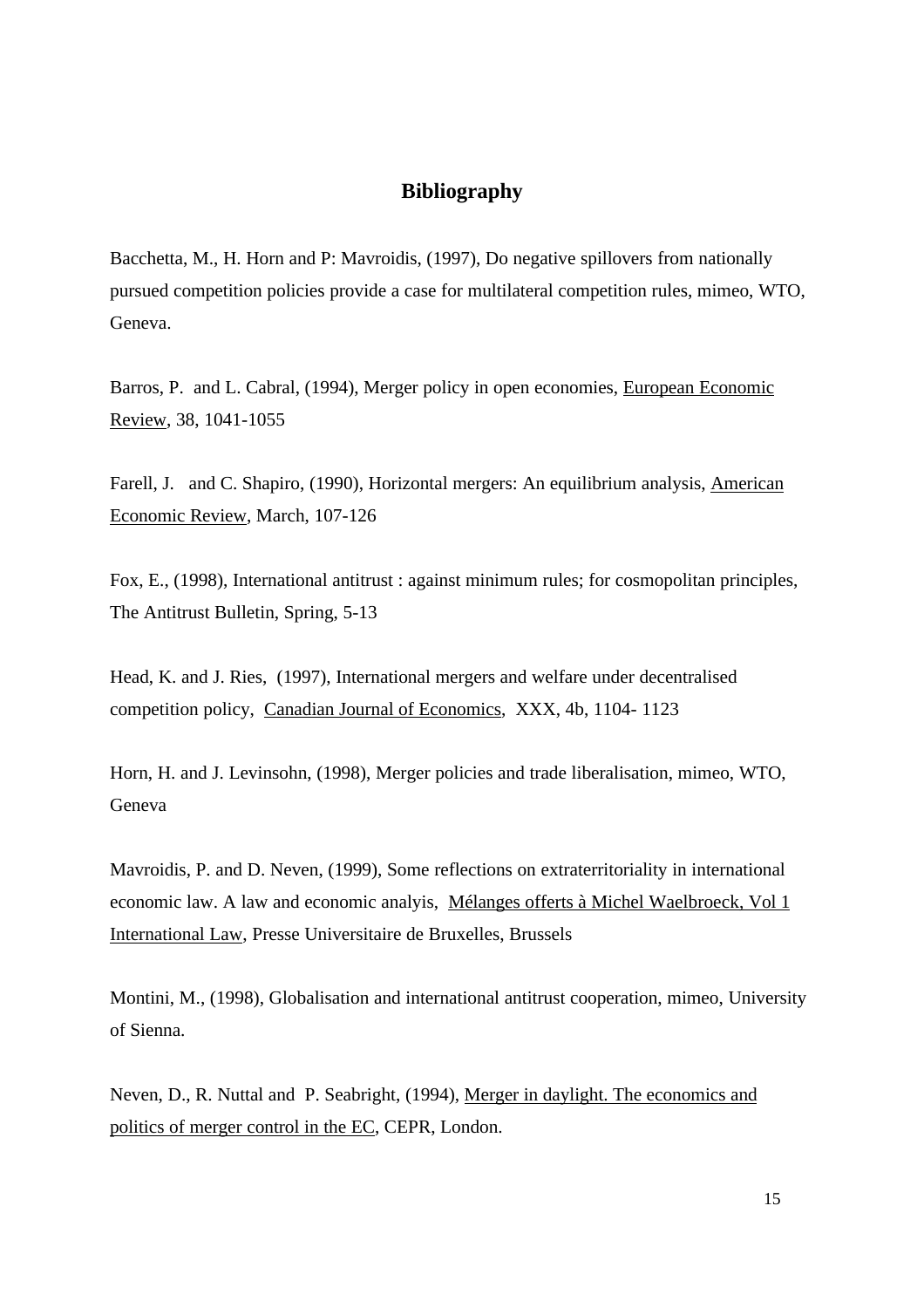## Bibliography

Bacchetta, M., H. Horn and P: Mavroidis, (1997), Do negative spillovers from nationally pursued competition policies provide a case for multilateral competition rules, mimeo, WTO, Geneva.

Barros, P. and L. Cabral, (1994), Merger policy in open economies, European Economic Review, 38, 1041-1055

Farell, J. and C. Shapiro, (1990), Horizontal mergers: An equilibrium analysis, American Economic Review, March, 107-126

Fox, E., (1998), International antitrust : against minimum rules; for cosmopolitan principles, The Antitrust Bulletin, Spring, 5-13

Head, K. and J. Ries, (1997), International mergers and welfare under decentralised competition policy, Canadian Journal of Economics, XXX, 4b, 1104- 1123

Horn, H. and J. Levinsohn, (1998), Merger policies and trade liberalisation, mimeo, WTO, Geneva

Mavroidis, P. and D. Neven, (1999), Some reflections on extraterritoriality in international economic law. A law and economic analyis, Mélanges offerts à Michel Waelbroeck, Vol 1 International Law, Presse Universitaire de Bruxelles, Brussels

Montini, M., (1998), Globalisation and international antitrust cooperation, mimeo, University of Sienna.

Neven, D., R. Nuttal and P. Seabright, (1994), Merger in daylight. The economics and politics of merger control in the EC, CEPR, London.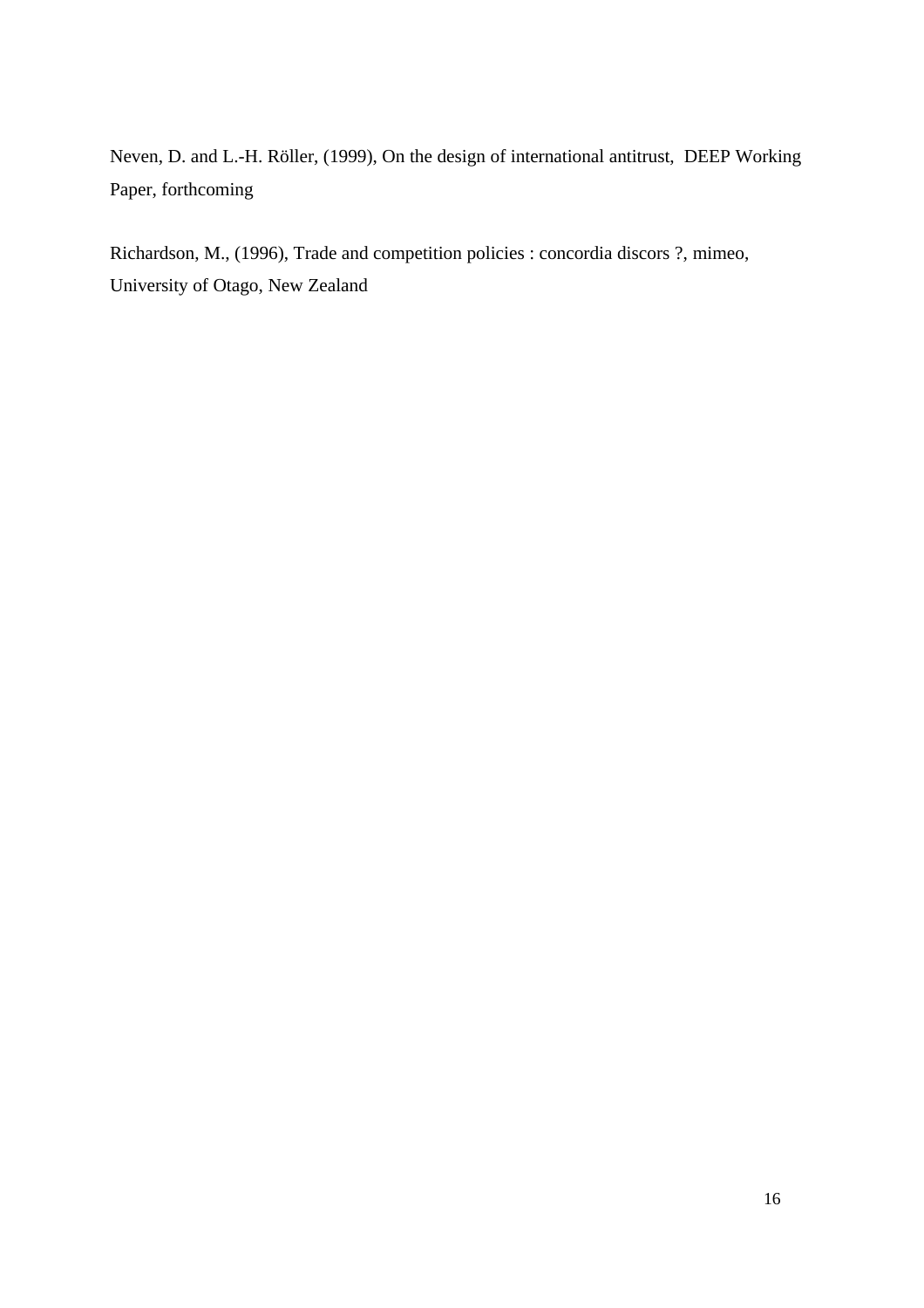Neven, D. and L.-H. Röller, (1999), On the design of international antitrust, DEEP Working Paper, forthcoming

Richardson, M., (1996), Trade and competition policies : concordia discors ?, mimeo, University of Otago, New Zealand